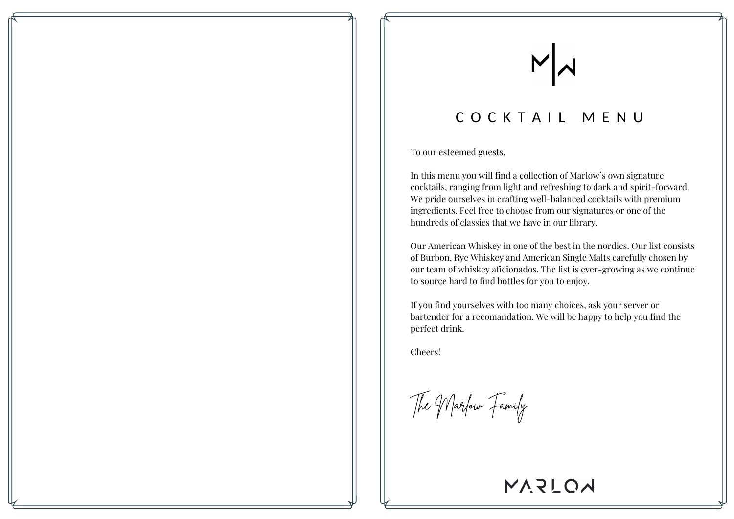# COCKTAIL MENU

To our esteemed guests,

In this menu you will find a collection of Marlow`s own signature cocktails, ranging from light and refreshing to dark and spirit-forward. We pride ourselves in crafting well-balanced cocktails with premium ingredients. Feel free to choose from our signatures or one of the hundreds of classics that we have in our library.

Our American Whiskey in one of the best in the nordics. Our list consists of Burbon, Rye Whiskey and American Single Malts carefully chosen by our team of whiskey aficionados. The list is ever-growing as we continue to source hard to find bottles for you to enjoy.

If you find yourselves with too many choices, ask your server or bartender for a recomandation. We will be happy to help you find the perfect drink.

Cheers!

*The Marlow Family*

MARLOW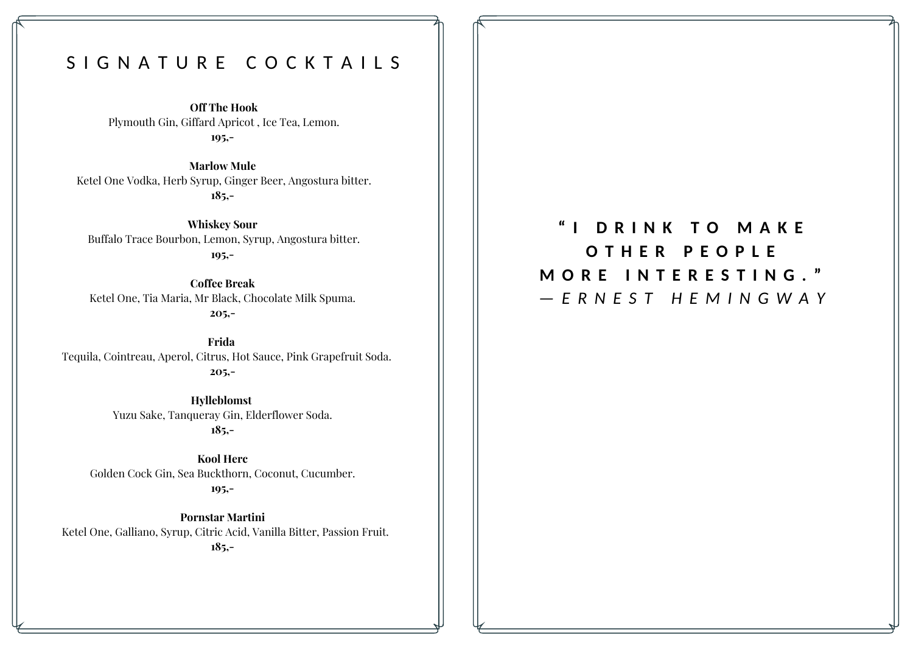# SIGNATURE COCKTAILS

**Off The Hook**
Plymouth Gin, Giffard Apricot , Ice Tea, Lemon.
**195,-**

**Marlow Mule**
Ketel One Vodka, Herb Syrup, Ginger Beer, Angostura bitter.
**185,-**

**Whiskey Sour**
Buffalo Trace Bourbon, Lemon, Syrup, Angostura bitter.
**195,-**

**Coffee Break**
Ketel One, Tia Maria, Mr Black, Chocolate Milk Spuma.
**205,-**

**Frida**
Tequila, Cointreau, Aperol, Citrus, Hot Sauce, Pink Grapefruit Soda.
**205,-**

**Hylleblomst**
Yuzu Sake, Tanqueray Gin, Elderflower Soda.
**185,-**

**Kool Herc**
Golden Cock Gin, Sea Buckthorn, Coconut, Cucumber.
**195,-**

**Pornstar Martini**
Ketel One, Galliano, Syrup, Citric Acid, Vanilla Bitter, Passion Fruit.
**185,-**

**"I DRINK TO MAKE OTHER PEOPLE MORE INTERESTING."**
*— ERNEST HEMINGWAY*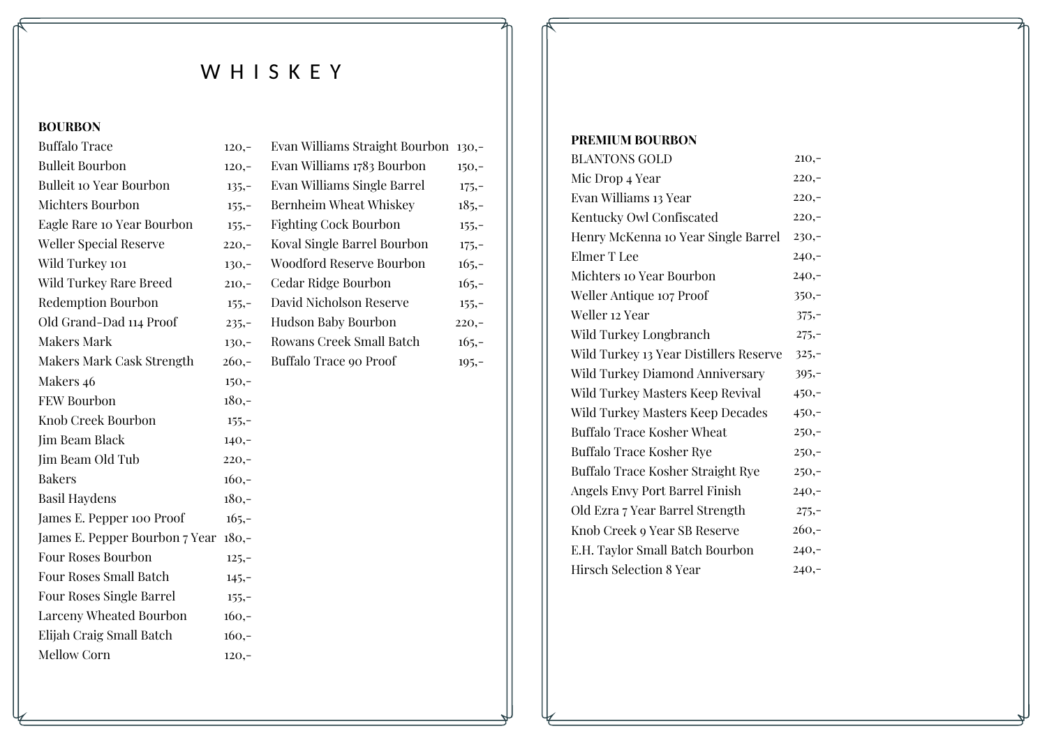# WHISKEY

## BOURBON

| Item | Price |
| --- | --- |
| Buffalo Trace | 120,- |
| Bulleit Bourbon | 120,- |
| Bulleit 10 Year Bourbon | 135,- |
| Michters Bourbon | 155,- |
| Eagle Rare 10 Year Bourbon | 155,- |
| Weller Special Reserve | 220,- |
| Wild Turkey 101 | 130,- |
| Wild Turkey Rare Breed | 210,- |
| Redemption Bourbon | 155,- |
| Old Grand-Dad 114 Proof | 235,- |
| Makers Mark | 130,- |
| Makers Mark Cask Strength | 260,- |
| Makers 46 | 150,- |
| FEW Bourbon | 180,- |
| Knob Creek Bourbon | 155,- |
| Jim Beam Black | 140,- |
| Jim Beam Old Tub | 220,- |
| Bakers | 160,- |
| Basil Haydens | 180,- |
| James E. Pepper 100 Proof | 165,- |
| James E. Pepper Bourbon 7 Year | 180,- |
| Four Roses Bourbon | 125,- |
| Four Roses Small Batch | 145,- |
| Four Roses Single Barrel | 155,- |
| Larceny Wheated Bourbon | 160,- |
| Elijah Craig Small Batch | 160,- |
| Mellow Corn | 120,- |
| Evan Williams Straight Bourbon | 130,- |
| Evan Williams 1783 Bourbon | 150,- |
| Evan Williams Single Barrel | 175,- |
| Bernheim Wheat Whiskey | 185,- |
| Fighting Cock Bourbon | 155,- |
| Koval Single Barrel Bourbon | 175,- |
| Woodford Reserve Bourbon | 165,- |
| Cedar Ridge Bourbon | 165,- |
| David Nicholson Reserve | 155,- |
| Hudson Baby Bourbon | 220,- |
| Rowans Creek Small Batch | 165,- |
| Buffalo Trace 90 Proof | 195,- |

## PREMIUM BOURBON

| Item | Price |
| --- | --- |
| BLANTONS GOLD | 210,- |
| Mic Drop 4 Year | 220,- |
| Evan Williams 13 Year | 220,- |
| Kentucky Owl Confiscated | 220,- |
| Henry McKenna 10 Year Single Barrel | 230,- |
| Elmer T Lee | 240,- |
| Michters 10 Year Bourbon | 240,- |
| Weller Antique 107 Proof | 350,- |
| Weller 12 Year | 375,- |
| Wild Turkey Longbranch | 275,- |
| Wild Turkey 13 Year Distillers Reserve | 325,- |
| Wild Turkey Diamond Anniversary | 395,- |
| Wild Turkey Masters Keep Revival | 450,- |
| Wild Turkey Masters Keep Decades | 450,- |
| Buffalo Trace Kosher Wheat | 250,- |
| Buffalo Trace Kosher Rye | 250,- |
| Buffalo Trace Kosher Straight Rye | 250,- |
| Angels Envy Port Barrel Finish | 240,- |
| Old Ezra 7 Year Barrel Strength | 275,- |
| Knob Creek 9 Year SB Reserve | 260,- |
| E.H. Taylor Small Batch Bourbon | 240,- |
| Hirsch Selection 8 Year | 240,- |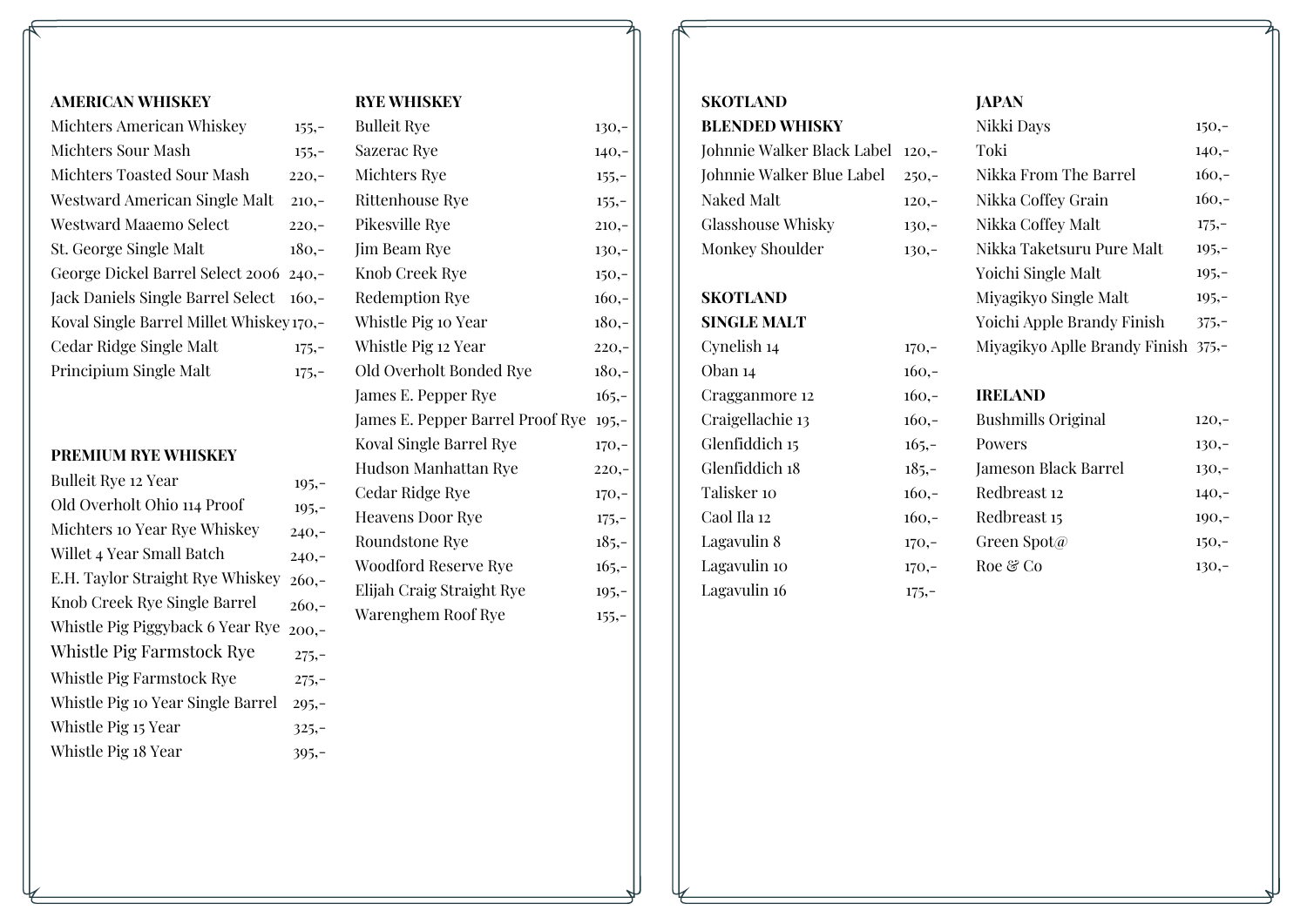## AMERICAN WHISKEY

| | |
|---|---|
| Michters American Whiskey | 155,- |
| Michters Sour Mash | 155,- |
| Michters Toasted Sour Mash | 220,- |
| Westward American Single Malt | 210,- |
| Westward Maaemo Select | 220,- |
| St. George Single Malt | 180,- |
| George Dickel Barrel Select 2006 | 240,- |
| Jack Daniels Single Barrel Select | 160,- |
| Koval Single Barrel Millet Whiskey | 170,- |
| Cedar Ridge Single Malt | 175,- |
| Principium Single Malt | 175,- |

## PREMIUM RYE WHISKEY

| | |
|---|---|
| Bulleit Rye 12 Year | 195,- |
| Old Overholt Ohio 114 Proof | 195,- |
| Michters 10 Year Rye Whiskey | 240,- |
| Willet 4 Year Small Batch | 240,- |
| E.H. Taylor Straight Rye Whiskey | 260,- |
| Knob Creek Rye Single Barrel | 260,- |
| Whistle Pig Piggyback 6 Year Rye | 200,- |
| Whistle Pig Farmstock Rye | 275,- |
| Whistle Pig Farmstock Rye | 275,- |
| Whistle Pig 10 Year Single Barrel | 295,- |
| Whistle Pig 15 Year | 325,- |
| Whistle Pig 18 Year | 395,- |

## RYE WHISKEY

| | |
|---|---|
| Bulleit Rye | 130,- |
| Sazerac Rye | 140,- |
| Michters Rye | 155,- |
| Rittenhouse Rye | 155,- |
| Pikesville Rye | 210,- |
| Jim Beam Rye | 130,- |
| Knob Creek Rye | 150,- |
| Redemption Rye | 160,- |
| Whistle Pig 10 Year | 180,- |
| Whistle Pig 12 Year | 220,- |
| Old Overholt Bonded Rye | 180,- |
| James E. Pepper Rye | 165,- |
| James E. Pepper Barrel Proof Rye | 195,- |
| Koval Single Barrel Rye | 170,- |
| Hudson Manhattan Rye | 220,- |
| Cedar Ridge Rye | 170,- |
| Heavens Door Rye | 175,- |
| Roundstone Rye | 185,- |
| Woodford Reserve Rye | 165,- |
| Elijah Craig Straight Rye | 195,- |
| Warenghem Roof Rye | 155,- |

## SKOTLAND
## BLENDED WHISKY

| | |
|---|---|
| Johnnie Walker Black Label | 120,- |
| Johnnie Walker Blue Label | 250,- |
| Naked Malt | 120,- |
| Glasshouse Whisky | 130,- |
| Monkey Shoulder | 130,- |

## SKOTLAND
## SINGLE MALT

| | |
|---|---|
| Cynelish 14 | 170,- |
| Oban 14 | 160,- |
| Cragganmore 12 | 160,- |
| Craigellachie 13 | 160,- |
| Glenfiddich 15 | 165,- |
| Glenfiddich 18 | 185,- |
| Talisker 10 | 160,- |
| Caol Ila 12 | 160,- |
| Lagavulin 8 | 170,- |
| Lagavulin 10 | 170,- |
| Lagavulin 16 | 175,- |

## JAPAN

| | |
|---|---|
| Nikki Days | 150,- |
| Toki | 140,- |
| Nikka From The Barrel | 160,- |
| Nikka Coffey Grain | 160,- |
| Nikka Coffey Malt | 175,- |
| Nikka Taketsuru Pure Malt | 195,- |
| Yoichi Single Malt | 195,- |
| Miyagikyo Single Malt | 195,- |
| Yoichi Apple Brandy Finish | 375,- |
| Miyagikyo Aplle Brandy Finish | 375,- |

## IRELAND

| | |
|---|---|
| Bushmills Original | 120,- |
| Powers | 130,- |
| Jameson Black Barrel | 130,- |
| Redbreast 12 | 140,- |
| Redbreast 15 | 190,- |
| Green Spot@ | 150,- |
| Roe & Co | 130,- |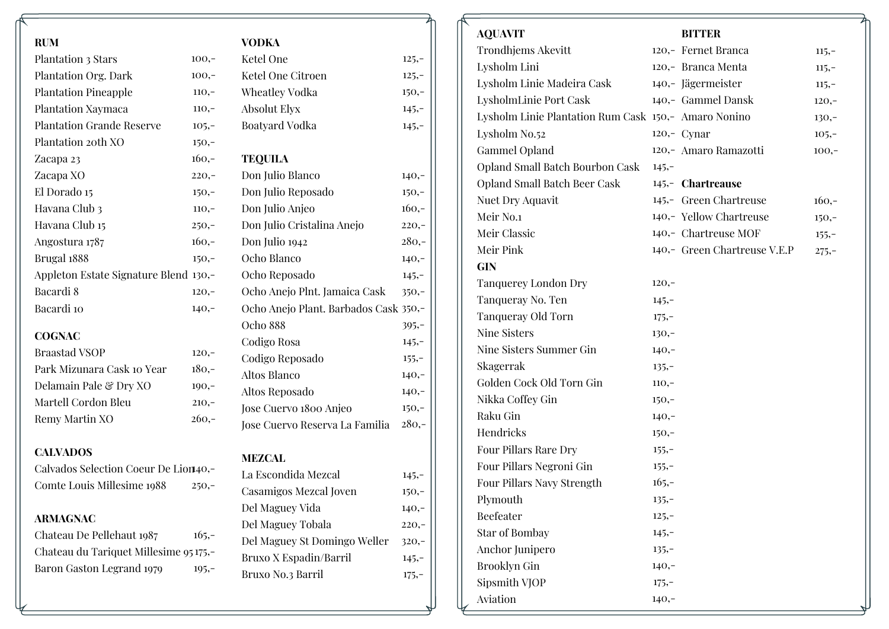## RUM

| | |
|---|---|
| Plantation 3 Stars | 100,- |
| Plantation Org. Dark | 100,- |
| Plantation Pineapple | 110,- |
| Plantation Xaymaca | 110,- |
| Plantation Grande Reserve | 105,- |
| Plantation 20th XO | 150,- |
| Zacapa 23 | 160,- |
| Zacapa XO | 220,- |
| El Dorado 15 | 150,- |
| Havana Club 3 | 110,- |
| Havana Club 15 | 250,- |
| Angostura 1787 | 160,- |
| Brugal 1888 | 150,- |
| Appleton Estate Signature Blend | 130,- |
| Bacardi 8 | 120,- |
| Bacardi 10 | 140,- |

## COGNAC

| | |
|---|---|
| Braastad VSOP | 120,- |
| Park Mizunara Cask 10 Year | 180,- |
| Delamain Pale & Dry XO | 190,- |
| Martell Cordon Bleu | 210,- |
| Remy Martin XO | 260,- |

## CALVADOS

| | |
|---|---|
| Calvados Selection Coeur De Lion | 140,- |
| Comte Louis Millesime 1988 | 250,- |

## ARMAGNAC

| | |
|---|---|
| Chateau De Pellehaut 1987 | 165,- |
| Chateau du Tariquet Millesime 95 | 175,- |
| Baron Gaston Legrand 1979 | 195,- |

## VODKA

| | |
|---|---|
| Ketel One | 125,- |
| Ketel One Citroen | 125,- |
| Wheatley Vodka | 150,- |
| Absolut Elyx | 145,- |
| Boatyard Vodka | 145,- |

## TEQUILA

| | |
|---|---|
| Don Julio Blanco | 140,- |
| Don Julio Reposado | 150,- |
| Don Julio Anjeo | 160,- |
| Don Julio Cristalina Anejo | 220,- |
| Don Julio 1942 | 280,- |
| Ocho Blanco | 140,- |
| Ocho Reposado | 145,- |
| Ocho Anejo Plnt. Jamaica Cask | 350,- |
| Ocho Anejo Plant. Barbados Cask | 350,- |
| Ocho 888 | 395,- |
| Codigo Rosa | 145,- |
| Codigo Reposado | 155,- |
| Altos Blanco | 140,- |
| Altos Reposado | 140,- |
| Jose Cuervo 1800 Anjeo | 150,- |
| Jose Cuervo Reserva La Familia | 280,- |

## MEZCAL

| | |
|---|---|
| La Escondida Mezcal | 145,- |
| Casamigos Mezcal Joven | 150,- |
| Del Maguey Vida | 140,- |
| Del Maguey Tobala | 220,- |
| Del Maguey St Domingo Weller | 320,- |
| Bruxo X Espadin/Barril | 145,- |
| Bruxo No.3 Barril | 175,- |

## AQUAVIT

| | |
|---|---|
| Trondhjems Akevitt | 120,- |
| Lysholm Lini | 120,- |
| Lysholm Linie Madeira Cask | 140,- |
| LysholmLinie Port Cask | 140,- |
| Lysholm Linie Plantation Rum Cask | 150,- |
| Lysholm No.52 | 120,- |
| Gammel Opland | 120,- |
| Opland Small Batch Bourbon Cask | 145,- |
| Opland Small Batch Beer Cask | 145,- |
| Nuet Dry Aquavit | 145,- |
| Meir No.1 | 140,- |
| Meir Classic | 140,- |
| Meir Pink | 140,- |

## GIN

| | |
|---|---|
| Tanquerey London Dry | 120,- |
| Tanqueray No. Ten | 145,- |
| Tanqueray Old Torn | 175,- |
| Nine Sisters | 130,- |
| Nine Sisters Summer Gin | 140,- |
| Skagerrak | 135,- |
| Golden Cock Old Torn Gin | 110,- |
| Nikka Coffey Gin | 150,- |
| Raku Gin | 140,- |
| Hendricks | 150,- |
| Four Pillars Rare Dry | 155,- |
| Four Pillars Negroni Gin | 155,- |
| Four Pillars Navy Strength | 165,- |
| Plymouth | 135,- |
| Beefeater | 125,- |
| Star of Bombay | 145,- |
| Anchor Junipero | 135,- |
| Brooklyn Gin | 140,- |
| Sipsmith VJOP | 175,- |
| Aviation | 140,- |

## BITTER

| | |
|---|---|
| Fernet Branca | 115,- |
| Branca Menta | 115,- |
| Jägermeister | 115,- |
| Gammel Dansk | 120,- |
| Amaro Nonino | 130,- |
| Cynar | 105,- |
| Amaro Ramazotti | 100,- |

## Chartreause

| | |
|---|---|
| Green Chartreuse | 160,- |
| Yellow Chartreuse | 150,- |
| Chartreuse MOF | 155,- |
| Green Chartreuse V.E.P | 275,- |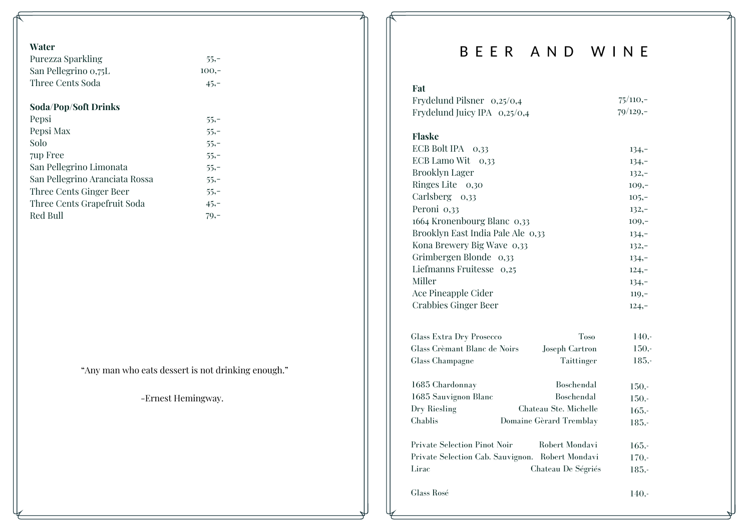**Water**

| | |
|---|---|
| Purezza Sparkling | 55,- |
| San Pellegrino 0,75L | 100,- |
| Three Cents Soda | 45,- |

**Soda/Pop/Soft Drinks**

| | |
|---|---|
| Pepsi | 55,- |
| Pepsi Max | 55,- |
| Solo | 55,- |
| 7up Free | 55,- |
| San Pellegrino Limonata | 55,- |
| San Pellegrino Aranciata Rossa | 55,- |
| Three Cents Ginger Beer | 55,- |
| Three Cents Grapefruit Soda | 45,- |
| Red Bull | 79,- |

"Any man who eats dessert is not drinking enough."

-Ernest Hemingway.

# BEER AND WINE

**Fat**

| | |
|---|---|
| Frydelund Pilsner 0,25/0,4 | 75/110,- |
| Frydelund Juicy IPA 0,25/0,4 | 79/129,- |

**Flaske**

| | |
|---|---|
| ECB Bolt IPA 0,33 | 134,- |
| ECB Lamo Wit 0,33 | 134,- |
| Brooklyn Lager | 132,- |
| Ringes Lite 0,30 | 109,- |
| Carlsberg 0,33 | 105,- |
| Peroni 0,33 | 132,- |
| 1664 Kronenbourg Blanc 0,33 | 109,- |
| Brooklyn East India Pale Ale 0,33 | 134,- |
| Kona Brewery Big Wave 0,33 | 132,- |
| Grimbergen Blonde 0,33 | 134,- |
| Liefmanns Fruitesse 0,25 | 124,- |
| Miller | 134,- |
| Ace Pineapple Cider | 119,- |
| Crabbies Ginger Beer | 124,- |

| | | |
|---|---|---|
| Glass Extra Dry Prosecco | Toso | 140,- |
| Glass Crèmant Blanc de Noirs | Joseph Cartron | 150,- |
| Glass Champagne | Taittinger | 185,- |

| | | |
|---|---|---|
| 1685 Chardonnay | Boschendal | 150,- |
| 1685 Sauvignon Blanc | Boschendal | 150,- |
| Dry Riesling | Chateau Ste. Michelle | 165,- |
| Chablis | Domaine Gèrard Tremblay | 185,- |

| | | |
|---|---|---|
| Private Selection Pinot Noir | Robert Mondavi | 165,- |
| Private Selection Cab. Sauvignon. | Robert Mondavi | 170,- |
| Lirac | Chateau De Ségriés | 185,- |

| | |
|---|---|
| Glass Rosé | 140,- |